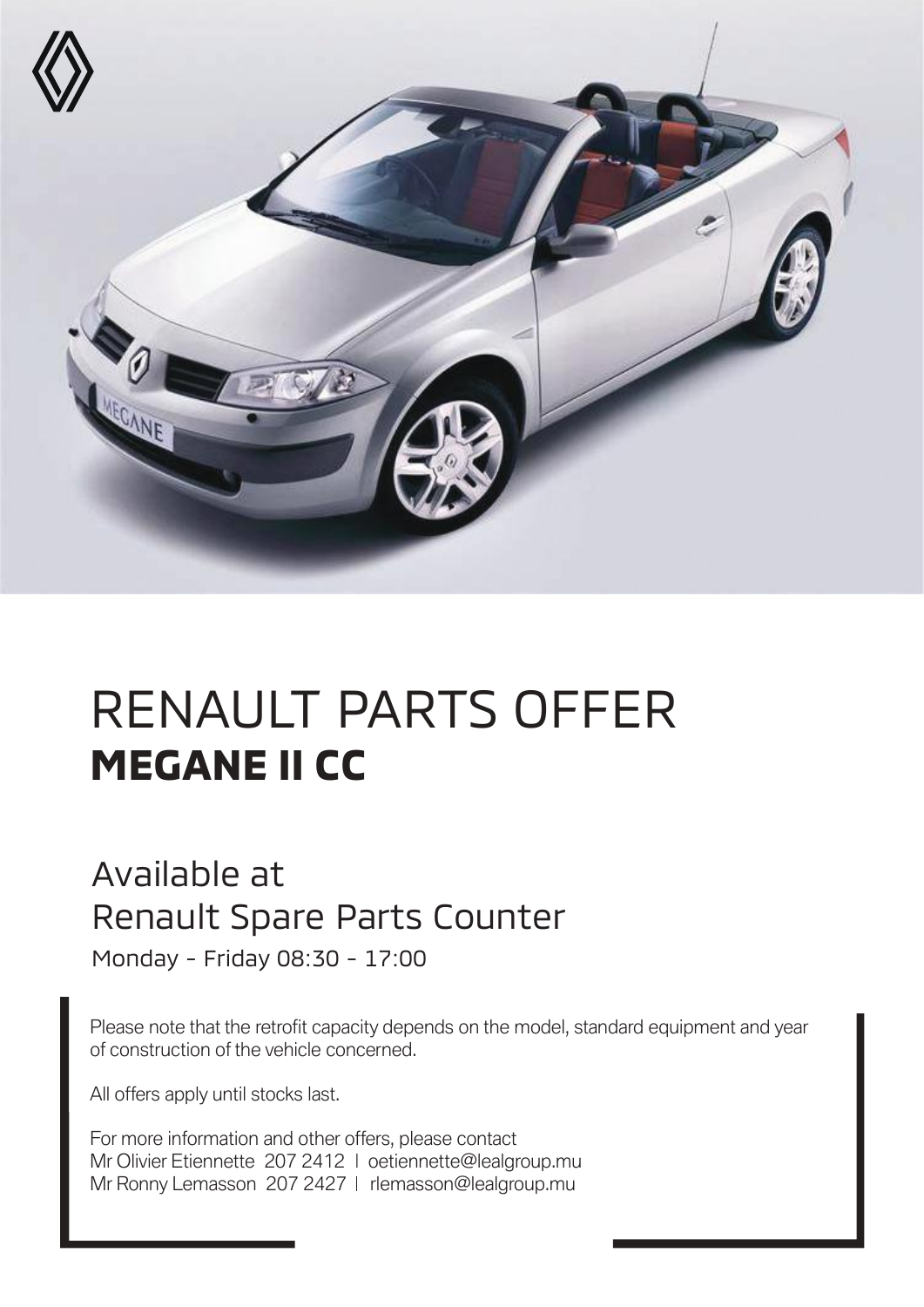# RENAULT PARTS OFFER
## **MEGANE II CC**

Available at
Renault Spare Parts Counter

Monday - Friday 08:30 - 17:00

Please note that the retrofit capacity depends on the model, standard equipment and year of construction of the vehicle concerned.

All offers apply until stocks last.

For more information and other offers, please contact
Mr Olivier Etiennette 207 2412 | oetiennette@lealgroup.mu
Mr Ronny Lemasson 207 2427 | rlemasson@lealgroup.mu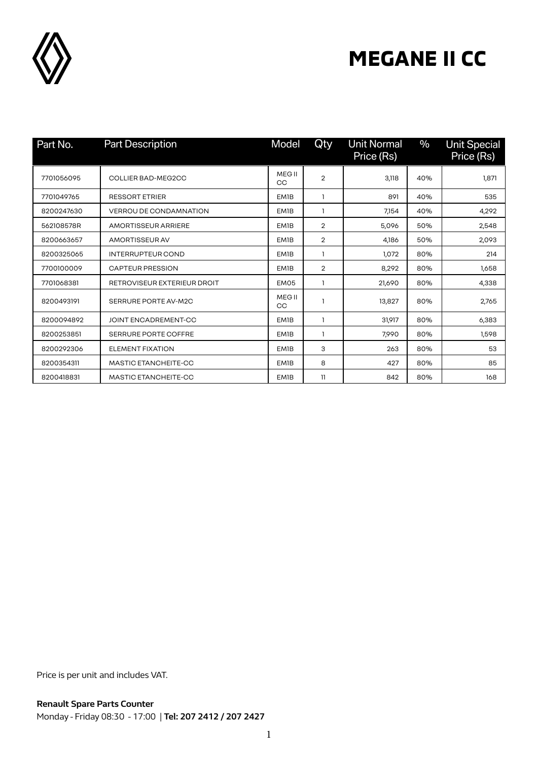# MEGANE II CC

| Part No. | Part Description | Model | Qty | Unit Normal Price (Rs) | % | Unit Special Price (Rs) |
|---|---|---|---|---|---|---|
| 7701056095 | COLLIER BAD-MEG2CC | MEG II CC | 2 | 3,118 | 40% | 1,871 |
| 7701049765 | RESSORT ETRIER | EM1B | 1 | 891 | 40% | 535 |
| 8200247630 | VERROU DE CONDAMNATION | EM1B | 1 | 7,154 | 40% | 4,292 |
| 562108578R | AMORTISSEUR ARRIERE | EM1B | 2 | 5,096 | 50% | 2,548 |
| 8200663657 | AMORTISSEUR AV | EM1B | 2 | 4,186 | 50% | 2,093 |
| 8200325065 | INTERRUPTEUR COND | EM1B | 1 | 1,072 | 80% | 214 |
| 7700100009 | CAPTEUR PRESSION | EM1B | 2 | 8,292 | 80% | 1,658 |
| 7701068381 | RETROVISEUR EXTERIEUR DROIT | EM05 | 1 | 21,690 | 80% | 4,338 |
| 8200493191 | SERRURE PORTE AV-M2C | MEG II CC | 1 | 13,827 | 80% | 2,765 |
| 8200094892 | JOINT ENCADREMENT-CC | EM1B | 1 | 31,917 | 80% | 6,383 |
| 8200253851 | SERRURE PORTE COFFRE | EM1B | 1 | 7,990 | 80% | 1,598 |
| 8200292306 | ELEMENT FIXATION | EM1B | 3 | 263 | 80% | 53 |
| 8200354311 | MASTIC ETANCHEITE-CC | EM1B | 8 | 427 | 80% | 85 |
| 8200418831 | MASTIC ETANCHEITE-CC | EM1B | 11 | 842 | 80% | 168 |

Price is per unit and includes VAT.

**Renault Spare Parts Counter**
Monday - Friday 08:30 - 17:00 | **Tel: 207 2412 / 207 2427**